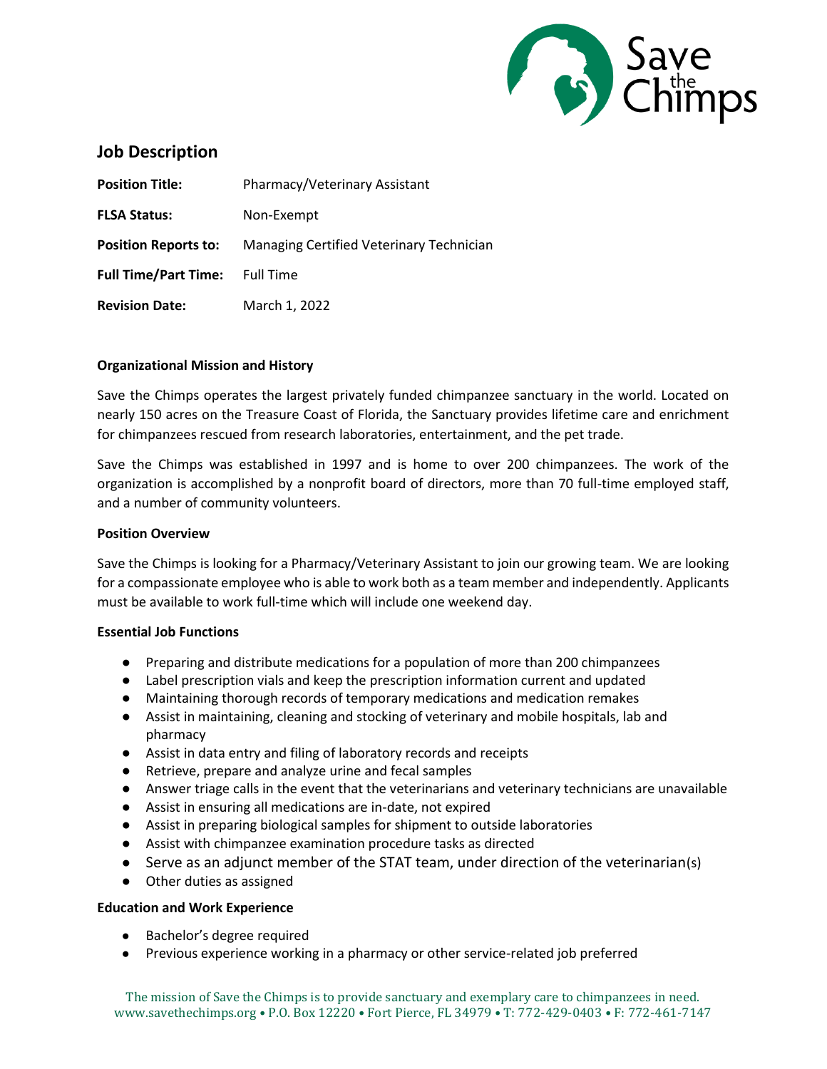## Job Description

**Position Title:** Pharmacy/Veterinary Assistant

**FLSA Status:** Non-Exempt

**Position Reports to:** Managing Certified Veterinary Technician

**Full Time/Part Time:** Full Time

**Revision Date:** March 1, 2022

### Organizational Mission and History

Save the Chimps operates the largest privately funded chimpanzee sanctuary in the world. Located on nearly 150 acres on the Treasure Coast of Florida, the Sanctuary provides lifetime care and enrichment for chimpanzees rescued from research laboratories, entertainment, and the pet trade.

Save the Chimps was established in 1997 and is home to over 200 chimpanzees. The work of the organization is accomplished by a nonprofit board of directors, more than 70 full-time employed staff, and a number of community volunteers.

### Position Overview

Save the Chimps is looking for a Pharmacy/Veterinary Assistant to join our growing team. We are looking for a compassionate employee who is able to work both as a team member and independently. Applicants must be available to work full-time which will include one weekend day.

### Essential Job Functions

- Preparing and distribute medications for a population of more than 200 chimpanzees
- Label prescription vials and keep the prescription information current and updated
- Maintaining thorough records of temporary medications and medication remakes
- Assist in maintaining, cleaning and stocking of veterinary and mobile hospitals, lab and pharmacy
- Assist in data entry and filing of laboratory records and receipts
- Retrieve, prepare and analyze urine and fecal samples
- Answer triage calls in the event that the veterinarians and veterinary technicians are unavailable
- Assist in ensuring all medications are in-date, not expired
- Assist in preparing biological samples for shipment to outside laboratories
- Assist with chimpanzee examination procedure tasks as directed
- Serve as an adjunct member of the STAT team, under direction of the veterinarian(s)
- Other duties as assigned

### Education and Work Experience

- Bachelor's degree required
- Previous experience working in a pharmacy or other service-related job preferred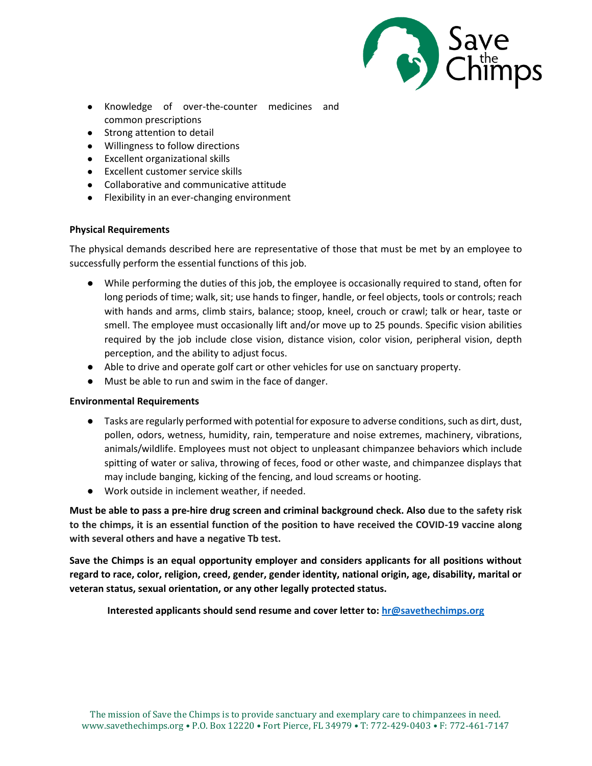- Knowledge of over-the-counter medicines and common prescriptions
- Strong attention to detail
- Willingness to follow directions
- Excellent organizational skills
- Excellent customer service skills
- Collaborative and communicative attitude
- Flexibility in an ever-changing environment

**Physical Requirements**

The physical demands described here are representative of those that must be met by an employee to successfully perform the essential functions of this job.

- While performing the duties of this job, the employee is occasionally required to stand, often for long periods of time; walk, sit; use hands to finger, handle, or feel objects, tools or controls; reach with hands and arms, climb stairs, balance; stoop, kneel, crouch or crawl; talk or hear, taste or smell. The employee must occasionally lift and/or move up to 25 pounds. Specific vision abilities required by the job include close vision, distance vision, color vision, peripheral vision, depth perception, and the ability to adjust focus.
- Able to drive and operate golf cart or other vehicles for use on sanctuary property.
- Must be able to run and swim in the face of danger.

**Environmental Requirements**

- Tasks are regularly performed with potential for exposure to adverse conditions, such as dirt, dust, pollen, odors, wetness, humidity, rain, temperature and noise extremes, machinery, vibrations, animals/wildlife. Employees must not object to unpleasant chimpanzee behaviors which include spitting of water or saliva, throwing of feces, food or other waste, and chimpanzee displays that may include banging, kicking of the fencing, and loud screams or hooting.
- Work outside in inclement weather, if needed.

**Must be able to pass a pre-hire drug screen and criminal background check. Also due to the safety risk to the chimps, it is an essential function of the position to have received the COVID-19 vaccine along with several others and have a negative Tb test.**

**Save the Chimps is an equal opportunity employer and considers applicants for all positions without regard to race, color, religion, creed, gender, gender identity, national origin, age, disability, marital or veteran status, sexual orientation, or any other legally protected status.**

**Interested applicants should send resume and cover letter to: [hr@savethechimps.org](mailto:hr@savethechimps.org)**